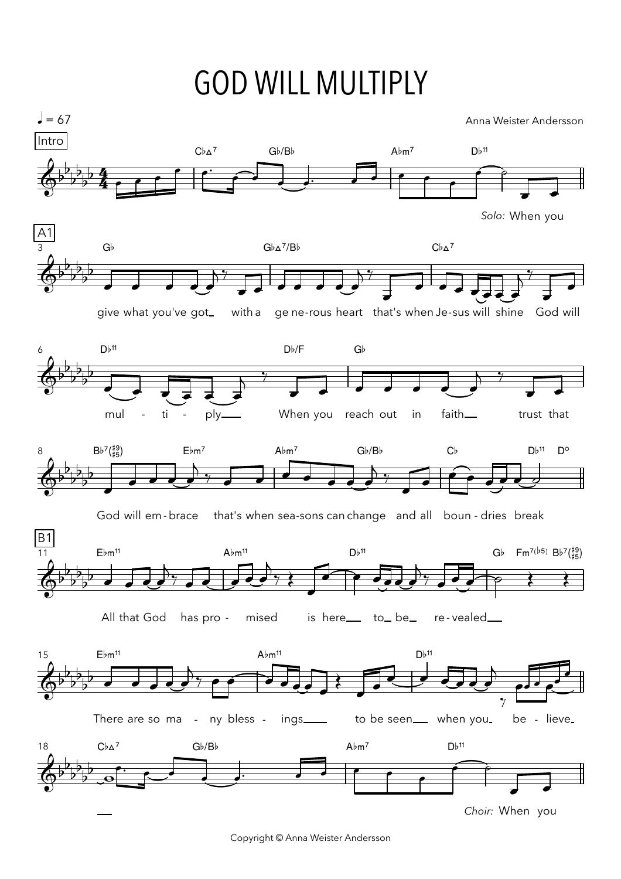# GOD WILL MULTIPLY

♩ = 67

Anna Weister Andersson

**Intro**

$C\flat\Delta^7$ — $G\flat/B\flat$ — $A\flat m^7$ — $D\flat^{11}$

*Solo:* When you

**A1**

$G\flat$ — $G\flat\Delta^7/B\flat$ — $C\flat\Delta^7$

give what you've got with a ge ne-rous heart that's when Je-sus will shine God will

$D\flat^{11}$ — $D\flat/F$ — $G\flat$

mul - ti - ply When you reach out in faith trust that

$B\flat^7(\sharp9/\sharp5)$ — $E\flat m^7$ — $A\flat m^7$ — $G\flat/B\flat$ — $C\flat$ — $D\flat^{11}$ — $D^o$

God will em-brace that's when sea-sons can change and all boun - dries break

**B1**

$E\flat m^{11}$ — $A\flat m^{11}$ — $D\flat^{11}$ — $G\flat$ — $Fm^{7(\flat5)}$ — $B\flat^7(\sharp9/\sharp5)$

All that God has pro - mised is here to be re-vealed

$E\flat m^{11}$ — $A\flat m^{11}$ — $D\flat^{11}$

There are so ma - ny bless - ings to be seen when you be - lieve

$C\flat\Delta^7$ — $G\flat/B\flat$ — $A\flat m^7$ — $D\flat^{11}$

*Choir:* When you

Copyright © Anna Weister Andersson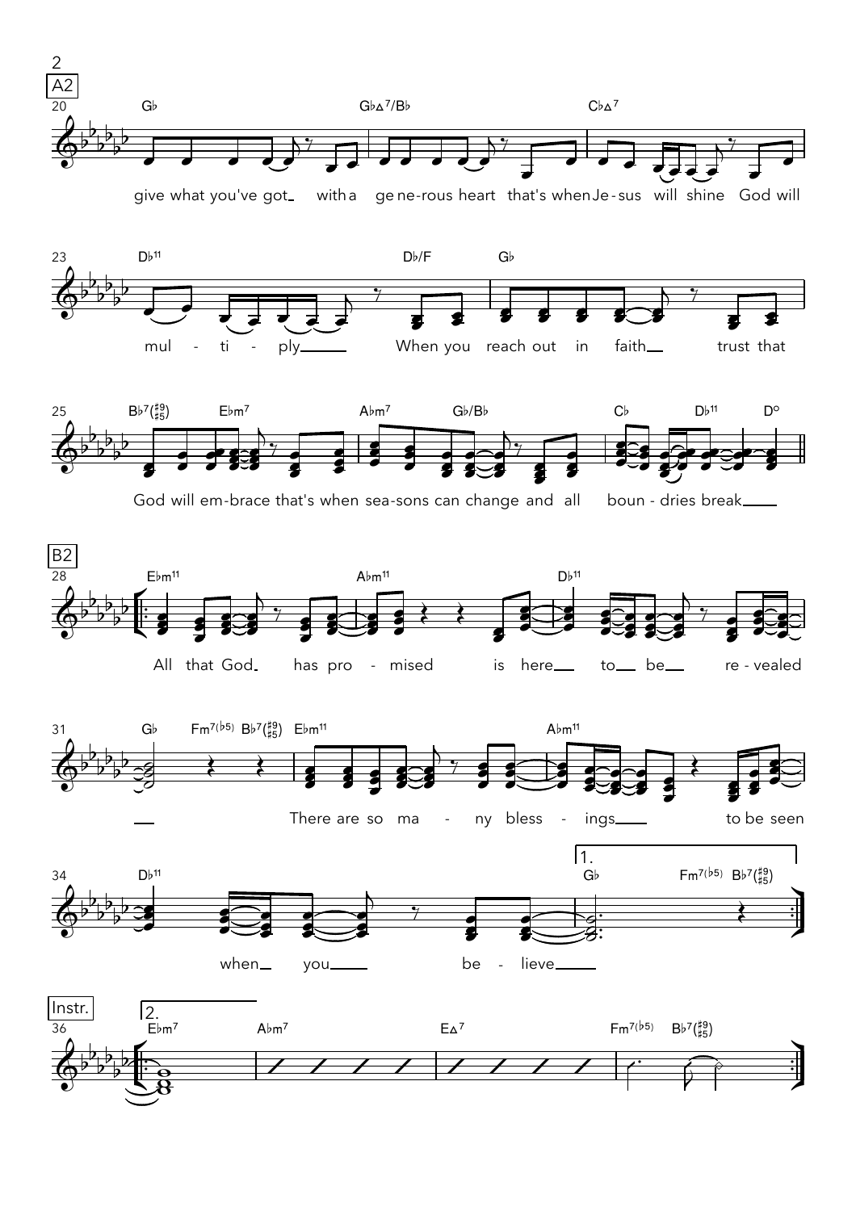A2

G♭ G♭Δ7/B♭ C♭Δ7

give what you've got with a generous heart that's when Jesus will shine God will

D♭11 D♭/F G♭

multiply When you reach out in faith trust that

B♭7(♯9/♯5) E♭m7 A♭m7 G♭/B♭ C♭ D♭11 D°

God will embrace that's when seasons can change and all boundries break

B2

E♭m11 A♭m11 D♭11

All that God has promised is here to be revealed

G♭ Fm7(♭5) B♭7(♯9/♯5) E♭m11 A♭m11

There are so many blessings to be seen

D♭11 1. G♭ Fm7(♭5) B♭7(♯9/♯5)

when you believe

Instr.

2. E♭m7 A♭m7 EΔ7 Fm7(♭5) B♭7(♯9/♯5)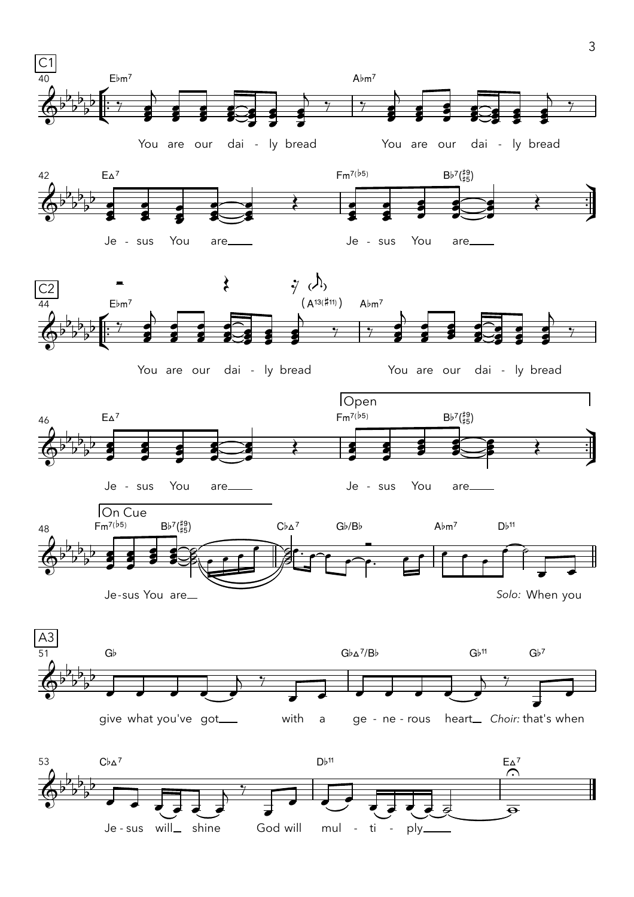C1

40 E♭m7 A♭m7

You are our dai - ly bread You are our dai - ly bread

42 EΔ7 Fm7(♭5) B♭7(♯9 ♯5)

Je - sus You are Je - sus You are

C2

44 E♭m7 (A13(♯11)) A♭m7

You are our dai - ly bread You are our dai - ly bread

Open

46 EΔ7 Fm7(♭5) B♭7(♯9 ♯5)

Je - sus You are Je - sus You are

On Cue

48 Fm7(♭5) B♭7(♯9 ♯5) C♭Δ7 G♭/B♭ A♭m7 D♭11

Je-sus You are *Solo:* When you

A3

51 G♭ G♭Δ7/B♭ G♭11 G♭7

give what you've got with a ge - ne - rous heart *Choir:* that's when

53 C♭Δ7 D♭11 EΔ7

Je - sus will shine God will mul - ti - ply